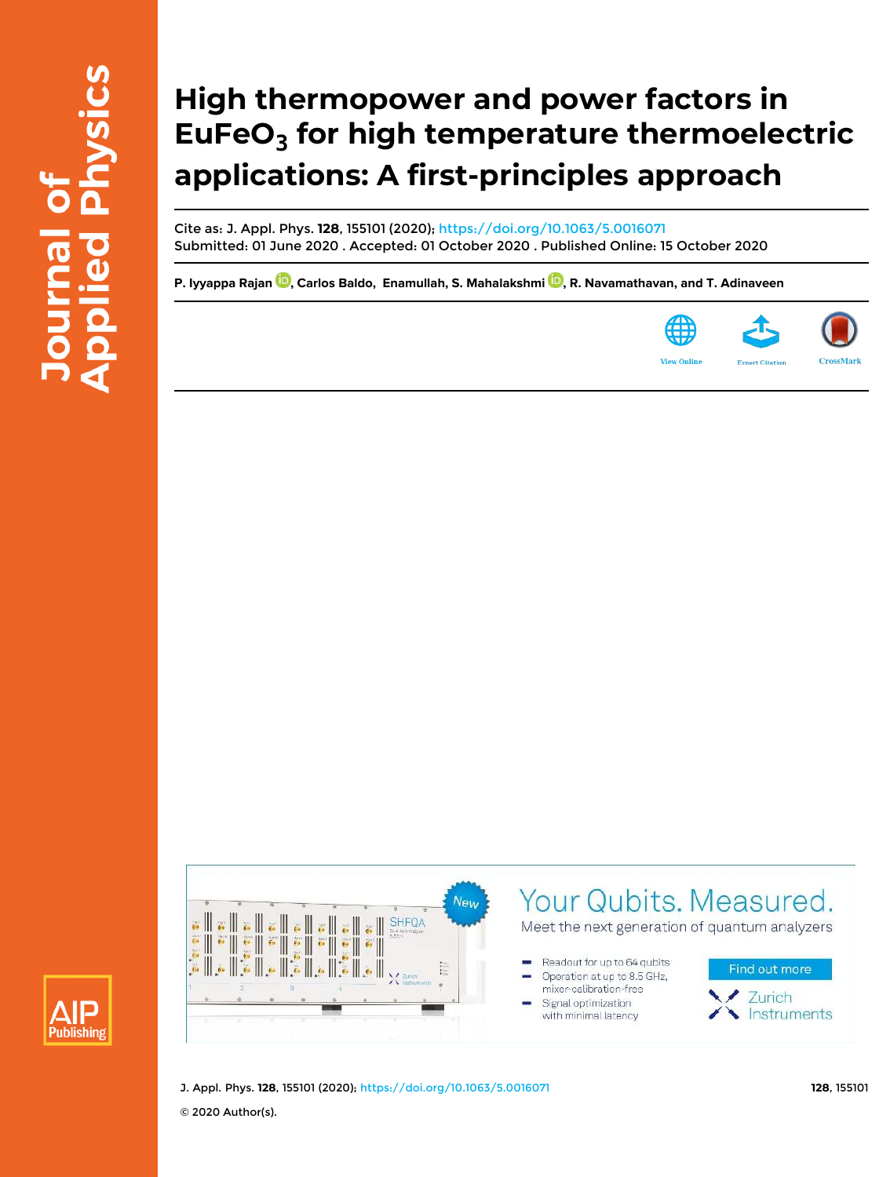# High thermopower and power factors in $EuFeO_3$ for high temperature thermoelectric applications: A first-principles approach

Cite as: J. Appl. Phys. **128**, 155101 (2020); https://doi.org/10.1063/5.0016071

Submitted: 01 June 2020 . Accepted: 01 October 2020 . Published Online: 15 October 2020

**P. Iyyappa Rajan, Carlos Baldo, Enamullah, S. Mahalakshmi, R. Navamathavan, and T. Adinaveen**

© 2020 Author(s).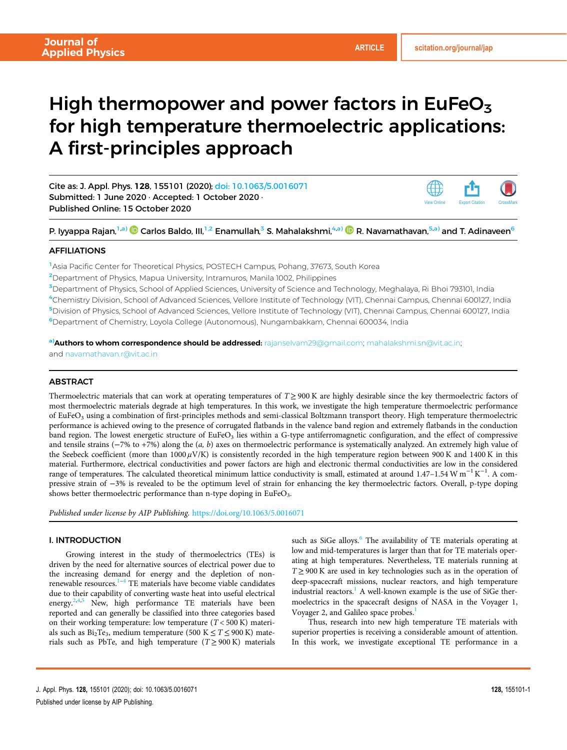# High thermopower and power factors in $EuFeO_3$ for high temperature thermoelectric applications: A first-principles approach

Cite as: J. Appl. Phys. **128**, 155101 (2020); doi: 10.1063/5.0016071
Submitted: 1 June 2020 · Accepted: 1 October 2020 ·
Published Online: 15 October 2020

P. Iyyappa Rajan,[1,a)] Carlos Baldo, III,[1,2] Enamullah,[3] S. Mahalakshmi,[4,a)] R. Navamathavan,[5,a)] and T. Adinaveen[6]

## AFFILIATIONS

[1]Asia Pacific Center for Theoretical Physics, POSTECH Campus, Pohang, 37673, South Korea
[2]Department of Physics, Mapua University, Intramuros, Manila 1002, Philippines
[3]Department of Physics, School of Applied Sciences, University of Science and Technology, Meghalaya, Ri Bhoi 793101, India
[4]Chemistry Division, School of Advanced Sciences, Vellore Institute of Technology (VIT), Chennai Campus, Chennai 600127, India
[5]Division of Physics, School of Advanced Sciences, Vellore Institute of Technology (VIT), Chennai Campus, Chennai 600127, India
[6]Department of Chemistry, Loyola College (Autonomous), Nungambakkam, Chennai 600034, India

[a)]**Authors to whom correspondence should be addressed:** rajanselvam29@gmail.com; mahalakshmi.sn@vit.ac.in; and navamathavan.r@vit.ac.in

## ABSTRACT

Thermoelectric materials that can work at operating temperatures of $T \geq 900$ K are highly desirable since the key thermoelectric factors of most thermoelectric materials degrade at high temperatures. In this work, we investigate the high temperature thermoelectric performance of $EuFeO_3$ using a combination of first-principles methods and semi-classical Boltzmann transport theory. High temperature thermoelectric performance is achieved owing to the presence of corrugated flatbands in the valence band region and extremely flatbands in the conduction band region. The lowest energetic structure of $EuFeO_3$ lies within a G-type antiferromagnetic configuration, and the effect of compressive and tensile strains (−7% to +7%) along the (*a*, *b*) axes on thermoelectric performance is systematically analyzed. An extremely high value of the Seebeck coefficient (more than 1000 $\mu$V/K) is consistently recorded in the high temperature region between 900 K and 1400 K in this material. Furthermore, electrical conductivities and power factors are high and electronic thermal conductivities are low in the considered range of temperatures. The calculated theoretical minimum lattice conductivity is small, estimated at around 1.47–1.54 W $m^{-1}$ $K^{-1}$. A compressive strain of −3% is revealed to be the optimum level of strain for enhancing the key thermoelectric factors. Overall, p-type doping shows better thermoelectric performance than n-type doping in $EuFeO_3$.

*Published under license by AIP Publishing.* https://doi.org/10.1063/5.0016071

## I. INTRODUCTION

Growing interest in the study of thermoelectrics (TEs) is driven by the need for alternative sources of electrical power due to the increasing demand for energy and the depletion of non-renewable resources.[1–4] TE materials have become viable candidates due to their capability of converting waste heat into useful electrical energy.[2,4,5] New, high performance TE materials have been reported and can generally be classified into three categories based on their working temperature: low temperature ($T < 500$ K) materials such as $Bi_2Te_3$, medium temperature ($500\ K \leq T \leq 900$ K) materials such as PbTe, and high temperature ($T \geq 900$ K) materials such as SiGe alloys.[6] The availability of TE materials operating at low and mid-temperatures is larger than that for TE materials operating at high temperatures. Nevertheless, TE materials running at $T \geq 900$ K are used in key technologies such as in the operation of deep-spacecraft missions, nuclear reactors, and high temperature industrial reactors.[1] A well-known example is the use of SiGe thermoelectrics in the spacecraft designs of NASA in the Voyager 1, Voyager 2, and Galileo space probes.[1]

Thus, research into new high temperature TE materials with superior properties is receiving a considerable amount of attention. In this work, we investigate exceptional TE performance in a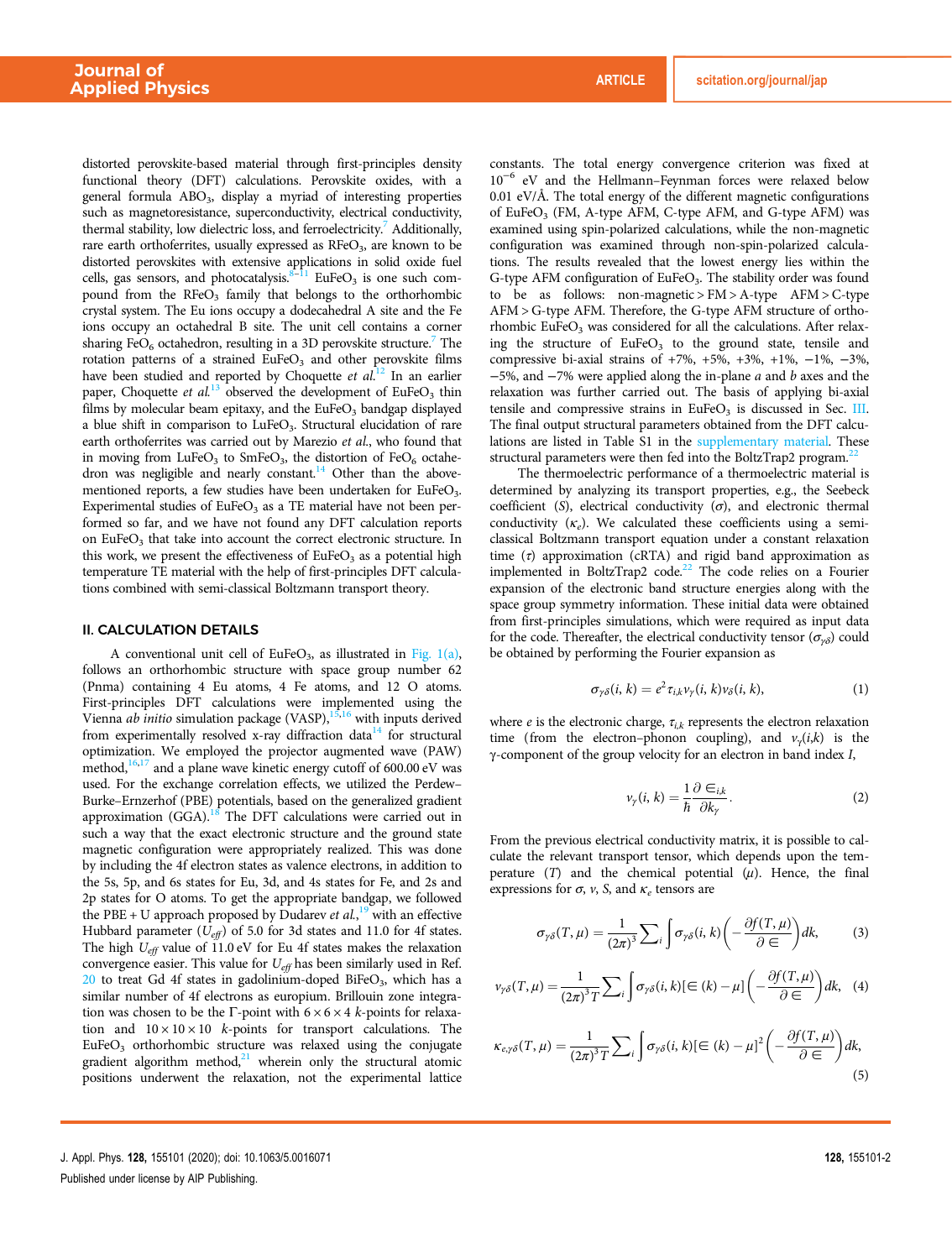distorted perovskite-based material through first-principles density functional theory (DFT) calculations. Perovskite oxides, with a general formula $ABO_3$, display a myriad of interesting properties such as magnetoresistance, superconductivity, electrical conductivity, thermal stability, low dielectric loss, and ferroelectricity.[7] Additionally, rare earth orthoferrites, usually expressed as $RFeO_3$, are known to be distorted perovskites with extensive applications in solid oxide fuel cells, gas sensors, and photocatalysis.[8–11] $EuFeO_3$ is one such compound from the $RFeO_3$ family that belongs to the orthorhombic crystal system. The Eu ions occupy a dodecahedral A site and the Fe ions occupy an octahedral B site. The unit cell contains a corner sharing $FeO_6$ octahedron, resulting in a 3D perovskite structure.[7] The rotation patterns of a strained $EuFeO_3$ and other perovskite films have been studied and reported by Choquette *et al.*[12] In an earlier paper, Choquette *et al.*[13] observed the development of $EuFeO_3$ thin films by molecular beam epitaxy, and the $EuFeO_3$ bandgap displayed a blue shift in comparison to $LuFeO_3$. Structural elucidation of rare earth orthoferrites was carried out by Marezio *et al.*, who found that in moving from $LuFeO_3$ to $SmFeO_3$, the distortion of $FeO_6$ octahedron was negligible and nearly constant.[14] Other than the above-mentioned reports, a few studies have been undertaken for $EuFeO_3$. Experimental studies of $EuFeO_3$ as a TE material have not been performed so far, and we have not found any DFT calculation reports on $EuFeO_3$ that take into account the correct electronic structure. In this work, we present the effectiveness of $EuFeO_3$ as a potential high temperature TE material with the help of first-principles DFT calculations combined with semi-classical Boltzmann transport theory.

## II. CALCULATION DETAILS

A conventional unit cell of $EuFeO_3$, as illustrated in Fig. 1(a), follows an orthorhombic structure with space group number 62 (Pnma) containing 4 Eu atoms, 4 Fe atoms, and 12 O atoms. First-principles DFT calculations were implemented using the Vienna *ab initio* simulation package (VASP),[15,16] with inputs derived from experimentally resolved x-ray diffraction data[14] for structural optimization. We employed the projector augmented wave (PAW) method,[16,17] and a plane wave kinetic energy cutoff of 600.00 eV was used. For the exchange correlation effects, we utilized the Perdew–Burke–Ernzerhof (PBE) potentials, based on the generalized gradient approximation (GGA).[18] The DFT calculations were carried out in such a way that the exact electronic structure and the ground state magnetic configuration were appropriately realized. This was done by including the 4f electron states as valence electrons, in addition to the 5s, 5p, and 6s states for Eu, 3d, and 4s states for Fe, and 2s and 2p states for O atoms. To get the appropriate bandgap, we followed the PBE + U approach proposed by Dudarev *et al.*,[19] with an effective Hubbard parameter ($U_{eff}$) of 5.0 for 3d states and 11.0 for 4f states. The high $U_{eff}$ value of 11.0 eV for Eu 4f states makes the relaxation convergence easier. This value for $U_{eff}$ has similarly used in Ref. 20 to treat Gd 4f states in gadolinium-doped $BiFeO_3$, which has a similar number of 4f electrons as europium. Brillouin zone integration was chosen to be the Γ-point with $6 \times 6 \times 4$ *k*-points for relaxation and $10 \times 10 \times 10$ *k*-points for transport calculations. The $EuFeO_3$ orthorhombic structure was relaxed using the conjugate gradient algorithm method,[21] wherein only the structural atomic positions underwent the relaxation, not the experimental lattice constants. The total energy convergence criterion was fixed at $10^{-6}$ eV and the Hellmann–Feynman forces were relaxed below 0.01 eV/Å. The total energy of the different magnetic configurations of $EuFeO_3$ (FM, A-type AFM, C-type AFM, and G-type AFM) was examined using spin-polarized calculations, while the non-magnetic configuration was examined through non-spin-polarized calculations. The results revealed that the lowest energy lies within the G-type AFM configuration of $EuFeO_3$. The stability order was found to be as follows: non-magnetic > FM > A-type AFM > C-type AFM > G-type AFM. Therefore, the G-type AFM structure of orthorhombic $EuFeO_3$ was considered for all the calculations. After relaxing the structure of $EuFeO_3$ to the ground state, tensile and compressive bi-axial strains of +7%, +5%, +3%, +1%, −1%, −3%, −5%, and −7% were applied along the in-plane *a* and *b* axes and the relaxation was further carried out. The basis of applying bi-axial tensile and compressive strains in $EuFeO_3$ is discussed in Sec. III. The final output structural parameters obtained from the DFT calculations are listed in Table S1 in the supplementary material. These structural parameters were then fed into the BoltzTrap2 program.[22]

The thermoelectric performance of a thermoelectric material is determined by analyzing its transport properties, e.g., the Seebeck coefficient (*S*), electrical conductivity ($\sigma$), and electronic thermal conductivity ($\kappa_e$). We calculated these coefficients using a semi-classical Boltzmann transport equation under a constant relaxation time ($\tau$) approximation (cRTA) and rigid band approximation as implemented in BoltzTrap2 code.[22] The code relies on a Fourier expansion of the electronic band structure energies along with the space group symmetry information. These initial data were obtained from first-principles simulations, which were required as input data for the code. Thereafter, the electrical conductivity tensor ($\sigma_{\gamma\delta}$) could be obtained by performing the Fourier expansion as

$$\sigma_{\gamma\delta}(i, k) = e^2 \tau_{i,k} v_\gamma(i, k) v_\delta(i, k), \tag{1}$$

where *e* is the electronic charge, $\tau_{i,k}$ represents the electron relaxation time (from the electron–phonon coupling), and $v_\gamma(i,k)$ is the γ-component of the group velocity for an electron in band index *I*,

$$v_\gamma(i, k) = \frac{1}{\hbar} \frac{\partial \in_{i,k}}{\partial k_\gamma}. \tag{2}$$

From the previous electrical conductivity matrix, it is possible to calculate the relevant transport tensor, which depends upon the temperature (*T*) and the chemical potential ($\mu$). Hence, the final expressions for $\sigma$, $v$, *S*, and $\kappa_e$ tensors are

$$\sigma_{\gamma\delta}(T, \mu) = \frac{1}{(2\pi)^3} \sum\nolimits_i \int \sigma_{\gamma\delta}(i, k) \left( -\frac{\partial f(T, \mu)}{\partial \in} \right) dk, \tag{3}$$

$$v_{\gamma\delta}(T, \mu) = \frac{1}{(2\pi)^3 T} \sum\nolimits_i \int \sigma_{\gamma\delta}(i, k) [\in (k) - \mu] \left( -\frac{\partial f(T, \mu)}{\partial \in} \right) dk, \tag{4}$$

$$\kappa_{e,\gamma\delta}(T, \mu) = \frac{1}{(2\pi)^3 T} \sum\nolimits_i \int \sigma_{\gamma\delta}(i, k) [\in (k) - \mu]^2 \left( -\frac{\partial f(T, \mu)}{\partial \in} \right) dk, \tag{5}$$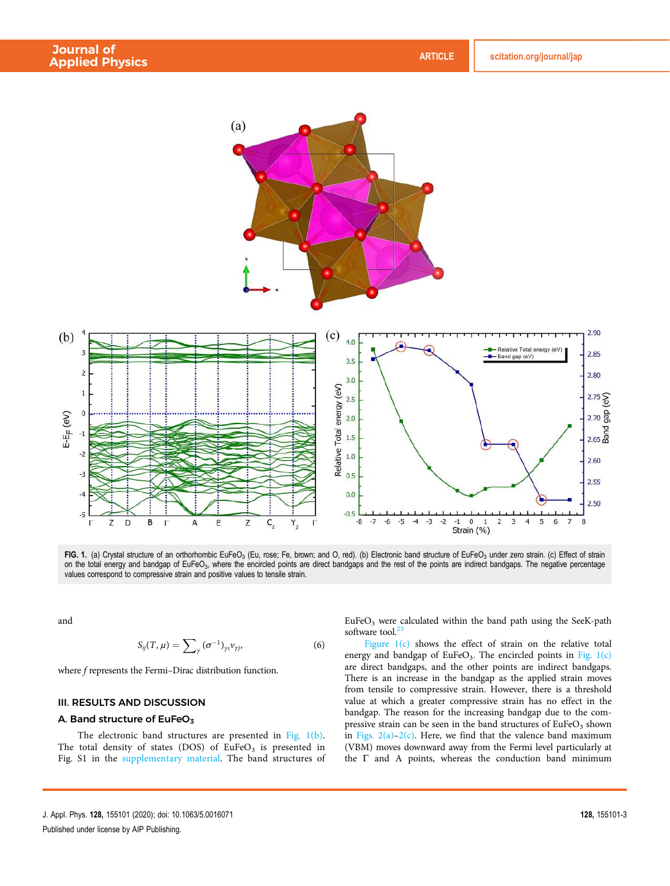FIG. 1. (a) Crystal structure of an orthorhombic $EuFeO_3$ (Eu, rose; Fe, brown; and O, red). (b) Electronic band structure of $EuFeO_3$ under zero strain. (c) Effect of strain on the total energy and bandgap of $EuFeO_3$, where the encircled points are direct bandgaps and the rest of the points are indirect bandgaps. The negative percentage values correspond to compressive strain and positive values to tensile strain.

and

$$S_{ij}(T, \mu) = \sum_{\gamma} (\sigma^{-1})_{\gamma i} v_{\gamma j}, \tag{6}$$

where $f$ represents the Fermi–Dirac distribution function.

## III. RESULTS AND DISCUSSION

### A. Band structure of $EuFeO_3$

The electronic band structures are presented in Fig. 1(b). The total density of states (DOS) of $EuFeO_3$ is presented in Fig. S1 in the supplementary material. The band structures of $EuFeO_3$ were calculated within the band path using the SeeK-path software tool.[23]

Figure 1(c) shows the effect of strain on the relative total energy and bandgap of $EuFeO_3$. The encircled points in Fig. 1(c) are direct bandgaps, and the other points are indirect bandgaps. There is an increase in the bandgap as the applied strain moves from tensile to compressive strain. However, there is a threshold value at which a greater compressive strain has no effect in the bandgap. The reason for the increasing bandgap due to the compressive strain can be seen in the band structures of $EuFeO_3$ shown in Figs. 2(a)–2(c). Here, we find that the valence band maximum (VBM) moves downward away from the Fermi level particularly at the Γ and A points, whereas the conduction band minimum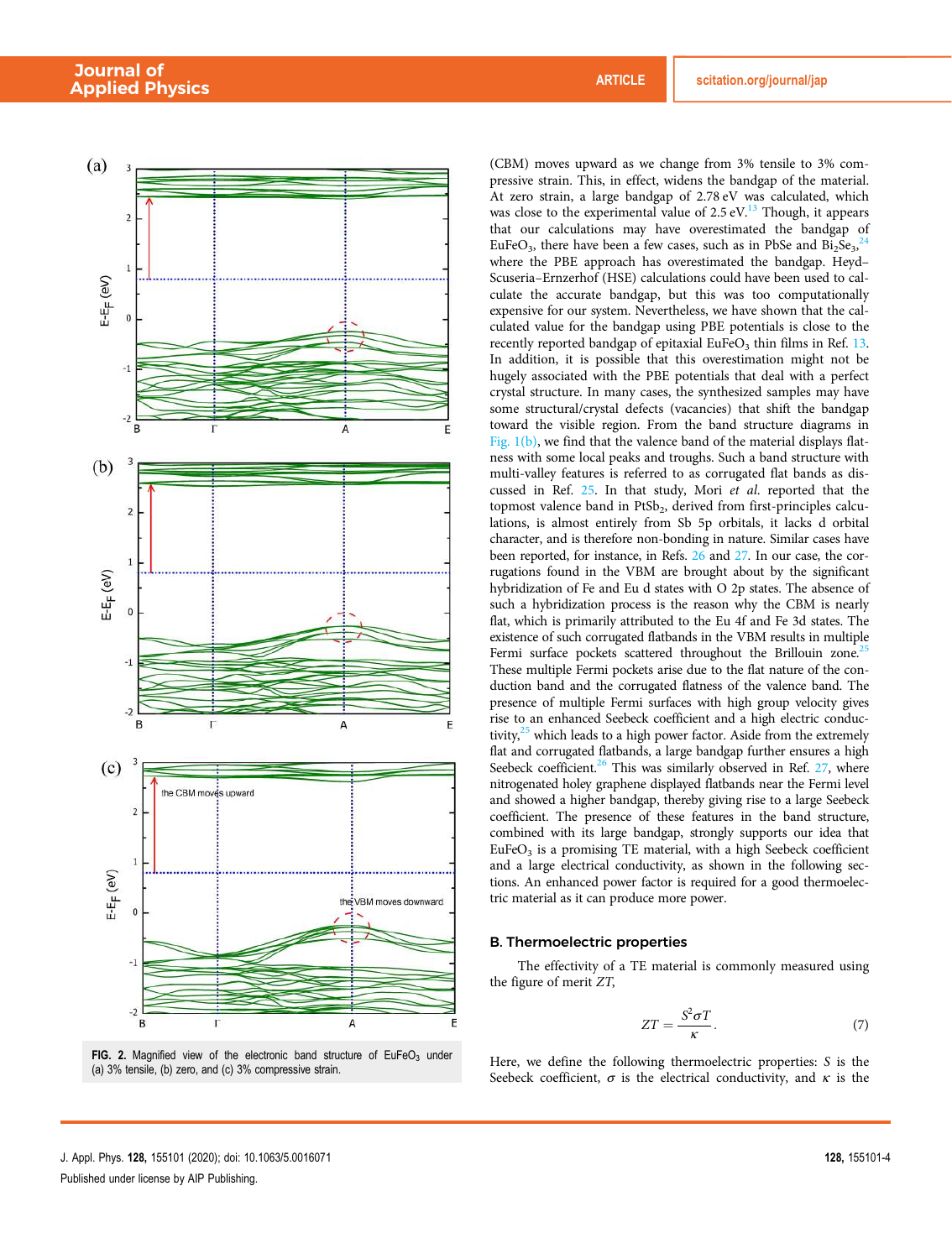FIG. 2. Magnified view of the electronic band structure of $EuFeO_3$ under (a) 3% tensile, (b) zero, and (c) 3% compressive strain.

(CBM) moves upward as we change from 3% tensile to 3% compressive strain. This, in effect, widens the bandgap of the material. At zero strain, a large bandgap of 2.78 eV was calculated, which was close to the experimental value of 2.5 eV.[13] Though, it appears that our calculations may have overestimated the bandgap of $EuFeO_3$, there have been a few cases, such as in PbSe and $Bi_2Se_3$,[24] where the PBE approach has overestimated the bandgap. Heyd–Scuseria–Ernzerhof (HSE) calculations could have been used to calculate the accurate bandgap, but this was too computationally expensive for our system. Nevertheless, we have shown that the calculated value for the bandgap using PBE potentials is close to the recently reported bandgap of epitaxial $EuFeO_3$ thin films in Ref. 13. In addition, it is possible that this overestimation might not be hugely associated with the PBE potentials that deal with a perfect crystal structure. In many cases, the synthesized samples may have some structural/crystal defects (vacancies) that shift the bandgap toward the visible region. From the band structure diagrams in Fig. 1(b), we find that the valence band of the material displays flatness with some local peaks and troughs. Such a band structure with multi-valley features is referred to as corrugated flat bands as discussed in Ref. 25. In that study, Mori *et al.* reported that the topmost valence band in $PtSb_2$, derived from first-principles calculations, is almost entirely from Sb 5p orbitals, it lacks d orbital character, and is therefore non-bonding in nature. Similar cases have been reported, for instance, in Refs. 26 and 27. In our case, the corrugations found in the VBM are brought about by the significant hybridization of Fe and Eu d states with O 2p states. The absence of such a hybridization process is the reason why the CBM is nearly flat, which is primarily attributed to the Eu 4f and Fe 3d states. The existence of such corrugated flatbands in the VBM results in multiple Fermi surface pockets scattered throughout the Brillouin zone.[25] These multiple Fermi pockets arise due to the flat nature of the conduction band and the corrugated flatness of the valence band. The presence of multiple Fermi surfaces with high group velocity gives rise to an enhanced Seebeck coefficient and a high electric conductivity,[25] which leads to a high power factor. Aside from the extremely flat and corrugated flatbands, a large bandgap further ensures a high Seebeck coefficient.[26] This was similarly observed in Ref. 27, where nitrogenated holey graphene displayed flatbands near the Fermi level and showed a higher bandgap, thereby giving rise to a large Seebeck coefficient. The presence of these features in the band structure, combined with its large bandgap, strongly supports our idea that $EuFeO_3$ is a promising TE material, with a high Seebeck coefficient and a large electrical conductivity, as shown in the following sections. An enhanced power factor is required for a good thermoelectric material as it can produce more power.

### B. Thermoelectric properties

The effectivity of a TE material is commonly measured using the figure of merit $ZT$,

$$ZT = \frac{S^2 \sigma T}{\kappa}. \tag{7}$$

Here, we define the following thermoelectric properties: $S$ is the Seebeck coefficient, $\sigma$ is the electrical conductivity, and $\kappa$ is the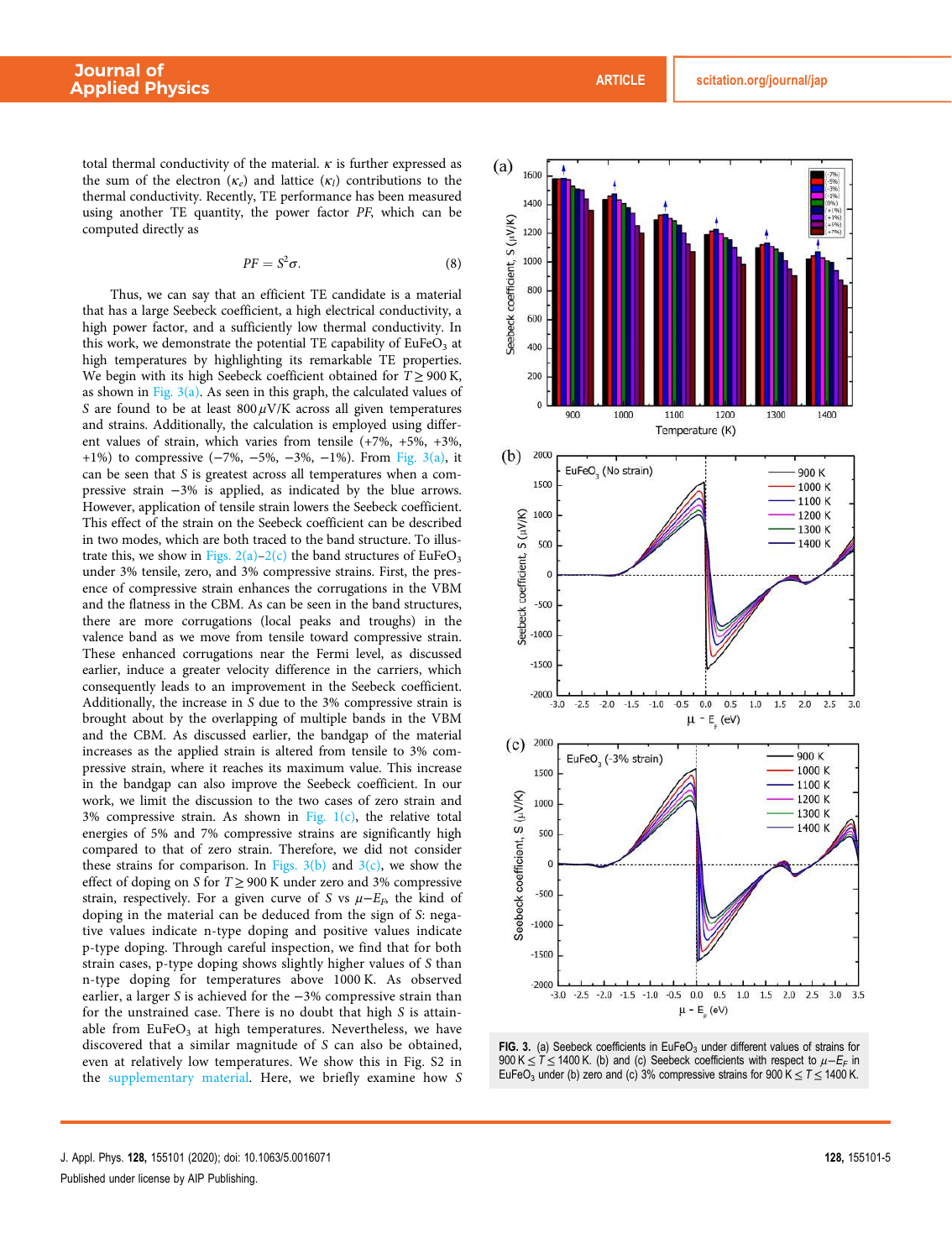total thermal conductivity of the material. $\kappa$ is further expressed as the sum of the electron ($\kappa_e$) and lattice ($\kappa_l$) contributions to the thermal conductivity. Recently, TE performance has been measured using another TE quantity, the power factor $PF$, which can be computed directly as

$$PF = S^2\sigma. \tag{8}$$

Thus, we can say that an efficient TE candidate is a material that has a large Seebeck coefficient, a high electrical conductivity, a high power factor, and a sufficiently low thermal conductivity. In this work, we demonstrate the potential TE capability of $EuFeO_3$ at high temperatures by highlighting its remarkable TE properties. We begin with its high Seebeck coefficient obtained for $T \geq 900$ K, as shown in Fig. 3(a). As seen in this graph, the calculated values of $S$ are found to be at least 800 $\mu$V/K across all given temperatures and strains. Additionally, the calculation is employed using different values of strain, which varies from tensile (+7%, +5%, +3%, +1%) to compressive (−7%, −5%, −3%, −1%). From Fig. 3(a), it can be seen that $S$ is greatest across all temperatures when a compressive strain −3% is applied, as indicated by the blue arrows. However, application of tensile strain lowers the Seebeck coefficient. This effect of the strain on the Seebeck coefficient can be described in two modes, which are both traced to the band structure. To illustrate this, we show in Figs. 2(a)–2(c) the band structures of $EuFeO_3$ under 3% tensile, zero, and 3% compressive strains. First, the presence of compressive strain enhances the corrugations in the VBM and the flatness in the CBM. As can be seen in the band structures, there are more corrugations (local peaks and troughs) in the valence band as we move from tensile toward compressive strain. These enhanced corrugations near the Fermi level, as discussed earlier, induce a greater velocity difference in the carriers, which consequently leads to an improvement in the Seebeck coefficient. Additionally, the increase in $S$ due to the 3% compressive strain is brought about by the overlapping of multiple bands in the VBM and the CBM. As discussed earlier, the bandgap of the material increases as the applied strain is altered from tensile to 3% compressive strain, where it reaches its maximum value. This increase in the bandgap can also improve the Seebeck coefficient. In our work, we limit the discussion to the two cases of zero strain and 3% compressive strain. As shown in Fig. 1(c), the relative total energies of 5% and 7% compressive strains are significantly high compared to that of zero strain. Therefore, we did not consider these strains for comparison. In Figs. 3(b) and 3(c), we show the effect of doping on $S$ for $T \geq 900$ K under zero and 3% compressive strain, respectively. For a given curve of $S$ vs $\mu - E_F$, the kind of doping in the material can be deduced from the sign of $S$: negative values indicate n-type doping and positive values indicate p-type doping. Through careful inspection, we find that for both strain cases, p-type doping shows slightly higher values of $S$ than n-type doping for temperatures above 1000 K. As observed earlier, a larger $S$ is achieved for the −3% compressive strain than for the unstrained case. There is no doubt that high $S$ is attainable from $EuFeO_3$ at high temperatures. Nevertheless, we have discovered that a similar magnitude of $S$ can also be obtained, even at relatively low temperatures. We show this in Fig. S2 in the supplementary material. Here, we briefly examine how $S$

**FIG. 3.** (a) Seebeck coefficients in $EuFeO_3$ under different values of strains for 900 K ≤ $T$ ≤ 1400 K. (b) and (c) Seebeck coefficients with respect to $\mu - E_F$ in $EuFeO_3$ under (b) zero and (c) 3% compressive strains for 900 K ≤ $T$ ≤ 1400 K.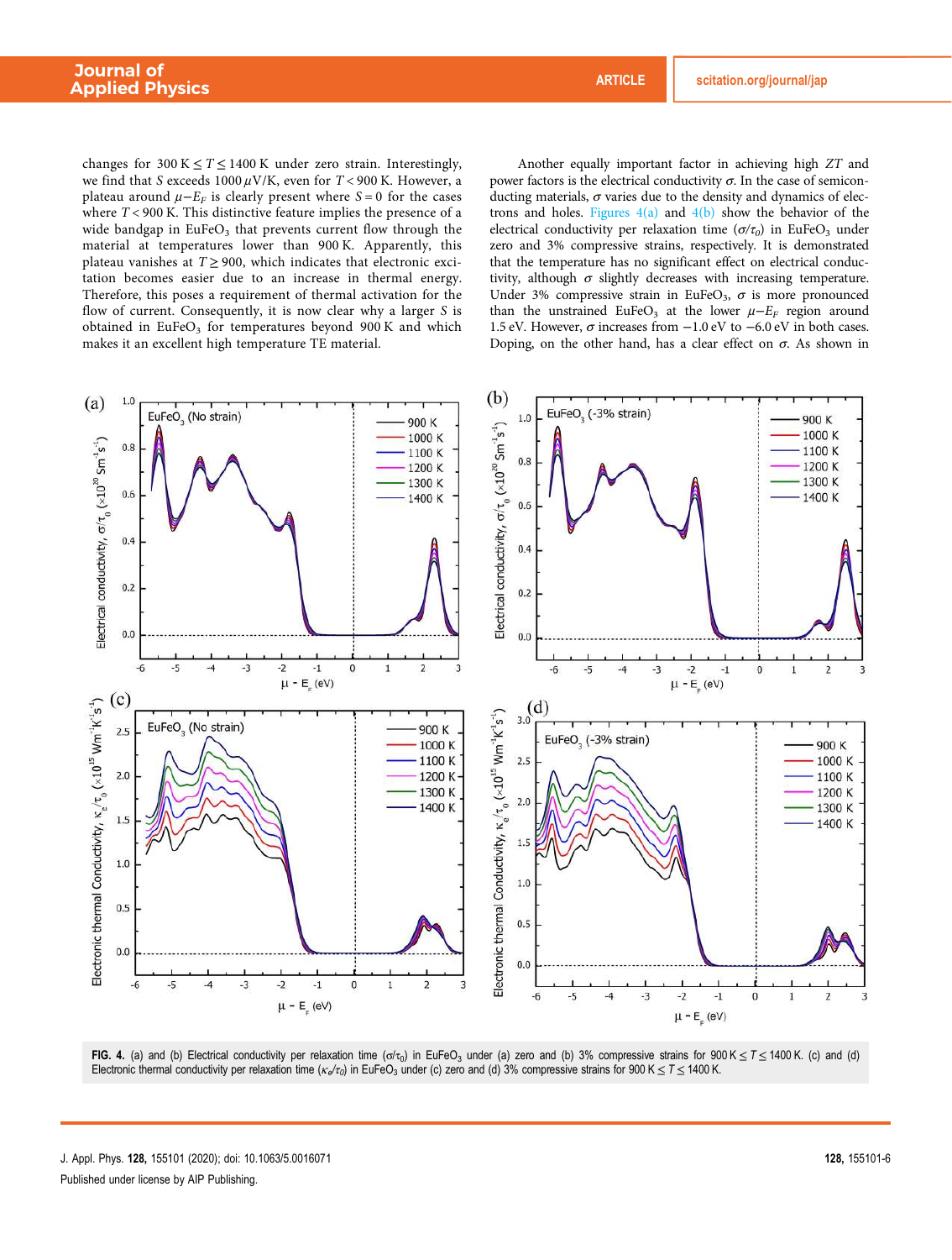changes for $300\,\text{K} \leq T \leq 1400\,\text{K}$ under zero strain. Interestingly, we find that $S$ exceeds $1000\,\mu\text{V/K}$, even for $T < 900\,\text{K}$. However, a plateau around $\mu - E_F$ is clearly present where $S = 0$ for the cases where $T < 900\,\text{K}$. This distinctive feature implies the presence of a wide bandgap in $EuFeO_3$ that prevents current flow through the material at temperatures lower than 900 K. Apparently, this plateau vanishes at $T \geq 900$, which indicates that electronic excitation becomes easier due to an increase in thermal energy. Therefore, this poses a requirement of thermal activation for the flow of current. Consequently, it is now clear why a larger $S$ is obtained in $EuFeO_3$ for temperatures beyond 900 K and which makes it an excellent high temperature TE material.

Another equally important factor in achieving high $ZT$ and power factors is the electrical conductivity $\sigma$. In the case of semiconducting materials, $\sigma$ varies due to the density and dynamics of electrons and holes. Figures 4(a) and 4(b) show the behavior of the electrical conductivity per relaxation time ($\sigma/\tau_0$) in $EuFeO_3$ under zero and 3% compressive strains, respectively. It is demonstrated that the temperature has no significant effect on electrical conductivity, although $\sigma$ slightly decreases with increasing temperature. Under 3% compressive strain in $EuFeO_3$, $\sigma$ is more pronounced than the unstrained $EuFeO_3$ at the lower $\mu - E_F$ region around 1.5 eV. However, $\sigma$ increases from $-1.0$ eV to $-6.0$ eV in both cases. Doping, on the other hand, has a clear effect on $\sigma$. As shown in

**FIG. 4.** (a) and (b) Electrical conductivity per relaxation time ($\sigma/\tau_0$) in $EuFeO_3$ under (a) zero and (b) 3% compressive strains for $900\,\text{K} \leq T \leq 1400\,\text{K}$. (c) and (d) Electronic thermal conductivity per relaxation time ($\kappa_e/\tau_0$) in $EuFeO_3$ under (c) zero and (d) 3% compressive strains for $900\,\text{K} \leq T \leq 1400\,\text{K}$.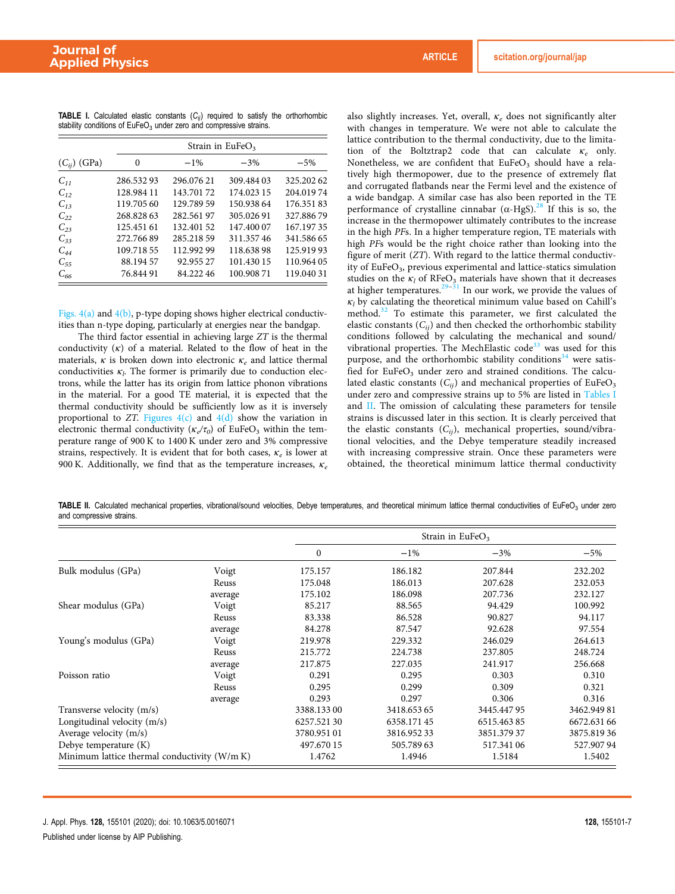**TABLE I.** Calculated elastic constants ($C_{ij}$) required to satisfy the orthorhombic stability conditions of $EuFeO_3$ under zero and compressive strains.

| ($C_{ij}$) (GPa) | Strain in $EuFeO_3$ | | | |
|---|---|---|---|---|
| | 0 | −1% | −3% | −5% |
| $C_{11}$ | 286.532 93 | 296.076 21 | 309.484 03 | 325.202 62 |
| $C_{12}$ | 128.984 11 | 143.701 72 | 174.023 15 | 204.019 74 |
| $C_{13}$ | 119.705 60 | 129.789 59 | 150.938 64 | 176.351 83 |
| $C_{22}$ | 268.828 63 | 282.561 97 | 305.026 91 | 327.886 79 |
| $C_{23}$ | 125.451 61 | 132.401 52 | 147.400 07 | 167.197 35 |
| $C_{33}$ | 272.766 89 | 285.218 59 | 311.357 46 | 341.586 65 |
| $C_{44}$ | 109.718 55 | 112.992 99 | 118.638 98 | 125.919 93 |
| $C_{55}$ | 88.194 57 | 92.955 27 | 101.430 15 | 110.964 05 |
| $C_{66}$ | 76.844 91 | 84.222 46 | 100.908 71 | 119.040 31 |

Figs. 4(a) and 4(b), p-type doping shows higher electrical conductivities than n-type doping, particularly at energies near the bandgap.

The third factor essential in achieving large *ZT* is the thermal conductivity ($\kappa$) of a material. Related to the flow of heat in the materials, $\kappa$ is broken down into electronic $\kappa_e$ and lattice thermal conductivities $\kappa_l$. The former is primarily due to conduction electrons, while the latter has its origin from lattice phonon vibrations in the material. For a good TE material, it is expected that the thermal conductivity should be sufficiently low as it is inversely proportional to *ZT*. Figures 4(c) and 4(d) show the variation in electronic thermal conductivity ($\kappa_e/\tau_0$) of $EuFeO_3$ within the temperature range of 900 K to 1400 K under zero and 3% compressive strains, respectively. It is evident that for both cases, $\kappa_e$ is lower at 900 K. Additionally, we find that as the temperature increases, $\kappa_e$ also slightly increases. Yet, overall, $\kappa_e$ does not significantly alter with changes in temperature. We were not able to calculate the lattice contribution to the thermal conductivity, due to the limitation of the Boltztrap2 code that can calculate $\kappa_e$ only. Nonetheless, we are confident that $EuFeO_3$ should have a relatively high thermopower, due to the presence of extremely flat and corrugated flatbands near the Fermi level and the existence of a wide bandgap. A similar case has also been reported in the TE performance of crystalline cinnabar ($\alpha$-HgS).[28] If this is so, the increase in the thermopower ultimately contributes to the increase in the high *PF*s. In a higher temperature region, TE materials with high *PF*s would be the right choice rather than looking into the figure of merit (*ZT*). With regard to the lattice thermal conductivity of $EuFeO_3$, previous experimental and lattice-statics simulation studies on the $\kappa_l$ of $RFeO_3$ materials have shown that it decreases at higher temperatures.[29–31] In our work, we provide the values of $\kappa_l$ by calculating the theoretical minimum value based on Cahill's method.[32] To estimate this parameter, we first calculated the elastic constants ($C_{ij}$) and then checked the orthorhombic stability conditions followed by calculating the mechanical and sound/vibrational properties. The MechElastic code[33] was used for this purpose, and the orthorhombic stability conditions[34] were satisfied for $EuFeO_3$ under zero and strained conditions. The calculated elastic constants ($C_{ij}$) and mechanical properties of $EuFeO_3$ under zero and compressive strains up to 5% are listed in Tables I and II. The omission of calculating these parameters for tensile strains is discussed later in this section. It is clearly perceived that the elastic constants ($C_{ij}$), mechanical properties, sound/vibrational velocities, and the Debye temperature steadily increased with increasing compressive strain. Once these parameters were obtained, the theoretical minimum lattice thermal conductivity

**TABLE II.** Calculated mechanical properties, vibrational/sound velocities, Debye temperatures, and theoretical minimum lattice thermal conductivities of $EuFeO_3$ under zero and compressive strains.

| | | Strain in $EuFeO_3$ | | | |
|---|---|---|---|---|---|
| | | 0 | −1% | −3% | −5% |
| Bulk modulus (GPa) | Voigt | 175.157 | 186.182 | 207.844 | 232.202 |
| | Reuss | 175.048 | 186.013 | 207.628 | 232.053 |
| | average | 175.102 | 186.098 | 207.736 | 232.127 |
| Shear modulus (GPa) | Voigt | 85.217 | 88.565 | 94.429 | 100.992 |
| | Reuss | 83.338 | 86.528 | 90.827 | 94.117 |
| | average | 84.278 | 87.547 | 92.628 | 97.554 |
| Young's modulus (GPa) | Voigt | 219.978 | 229.332 | 246.029 | 264.613 |
| | Reuss | 215.772 | 224.738 | 237.805 | 248.724 |
| | average | 217.875 | 227.035 | 241.917 | 256.668 |
| Poisson ratio | Voigt | 0.291 | 0.295 | 0.303 | 0.310 |
| | Reuss | 0.295 | 0.299 | 0.309 | 0.321 |
| | average | 0.293 | 0.297 | 0.306 | 0.316 |
| Transverse velocity (m/s) | | 3388.133 00 | 3418.653 65 | 3445.447 95 | 3462.949 81 |
| Longitudinal velocity (m/s) | | 6257.521 30 | 6358.171 45 | 6515.463 85 | 6672.631 66 |
| Average velocity (m/s) | | 3780.951 01 | 3816.952 33 | 3851.379 37 | 3875.819 36 |
| Debye temperature (K) | | 497.670 15 | 505.789 63 | 517.341 06 | 527.907 94 |
| Minimum lattice thermal conductivity (W/m K) | | 1.4762 | 1.4946 | 1.5184 | 1.5402 |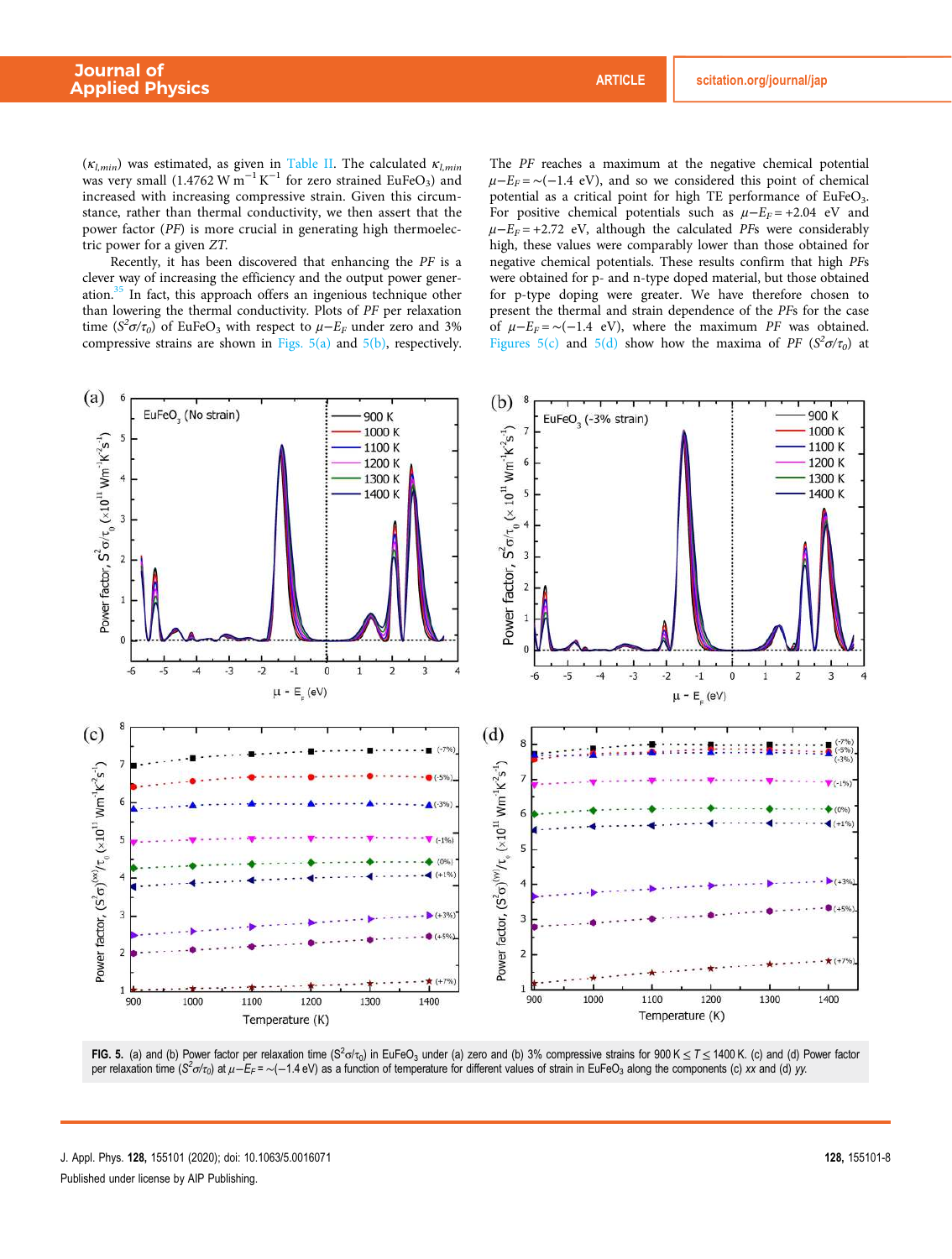($\kappa_{l,min}$) was estimated, as given in Table II. The calculated $\kappa_{l,min}$ was very small (1.4762 W $m^{-1}$ $K^{-1}$ for zero strained $EuFeO_3$) and increased with increasing compressive strain. Given this circumstance, rather than thermal conductivity, we then assert that the power factor (*PF*) is more crucial in generating high thermoelectric power for a given *ZT*.

Recently, it has been discovered that enhancing the *PF* is a clever way of increasing the efficiency and the output power generation.[35] In fact, this approach offers an ingenious technique other than lowering the thermal conductivity. Plots of *PF* per relaxation time ($S^2\sigma/\tau_0$) of $EuFeO_3$ with respect to $\mu - E_F$ under zero and 3% compressive strains are shown in Figs. 5(a) and 5(b), respectively. The *PF* reaches a maximum at the negative chemical potential $\mu - E_F = \sim(-1.4$ eV), and so we considered this point of chemical potential as a critical point for high TE performance of $EuFeO_3$. For positive chemical potentials such as $\mu - E_F = +2.04$ eV and $\mu - E_F = +2.72$ eV, although the calculated *PFs* were considerably high, these values were comparably lower than those obtained for negative chemical potentials. These results confirm that high *PFs* were obtained for p- and n-type doped material, but those obtained for p-type doping were greater. We have therefore chosen to present the thermal and strain dependence of the *PFs* for the case of $\mu - E_F = \sim(-1.4$ eV), where the maximum *PF* was obtained. Figures 5(c) and 5(d) show how the maxima of *PF* ($S^2\sigma/\tau_0$) at

**FIG. 5.** (a) and (b) Power factor per relaxation time ($S^2\sigma/\tau_0$) in $EuFeO_3$ under (a) zero and (b) 3% compressive strains for 900 K $\leq T \leq$ 1400 K. (c) and (d) Power factor per relaxation time ($S^2\sigma/\tau_0$) at $\mu - E_F = \sim(-1.4$ eV) as a function of temperature for different values of strain in $EuFeO_3$ along the components (c) *xx* and (d) *yy*.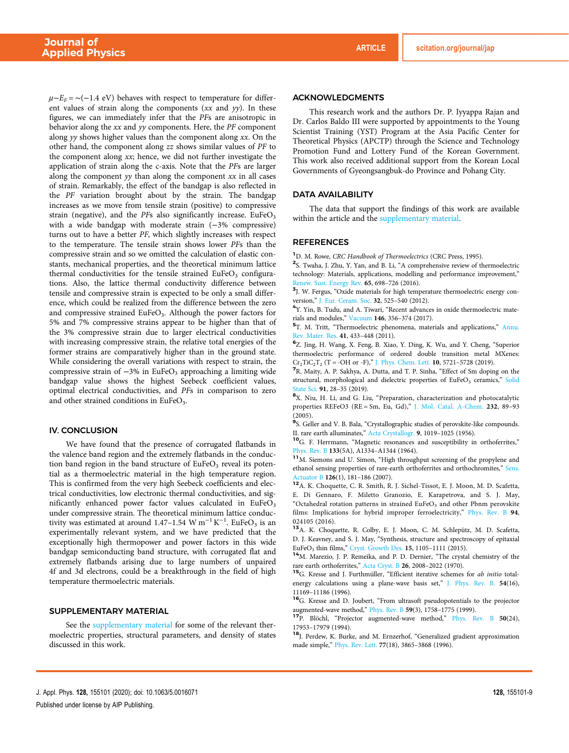$\mu - E_F = \sim(-1.4\text{ eV})$ behaves with respect to temperature for different values of strain along the components (*xx* and *yy*). In these figures, we can immediately infer that the *PF*s are anisotropic in behavior along the *xx* and *yy* components. Here, the *PF* component along *yy* shows higher values than the component along *xx*. On the other hand, the component along *zz* shows similar values of *PF* to the component along *xx*; hence, we did not further investigate the application of strain along the c-axis. Note that the *PF*s are larger along the component *yy* than along the component *xx* in all cases of strain. Remarkably, the effect of the bandgap is also reflected in the *PF* variation brought about by the strain. The bandgap increases as we move from tensile strain (positive) to compressive strain (negative), and the *PF*s also significantly increase. $EuFeO_3$ with a wide bandgap with moderate strain (−3% compressive) turns out to have a better *PF*, which slightly increases with respect to the temperature. The tensile strain shows lower *PF*s than the compressive strain and so we omitted the calculation of elastic constants, mechanical properties, and the theoretical minimum lattice thermal conductivities for the tensile strained $EuFeO_3$ configurations. Also, the lattice thermal conductivity difference between tensile and compressive strain is expected to be only a small difference, which could be realized from the difference between the zero and compressive strained $EuFeO_3$. Although the power factors for 5% and 7% compressive strains appear to be higher than that of the 3% compressive strain due to larger electrical conductivities with increasing compressive strain, the relative total energies of the former strains are comparatively higher than in the ground state. While considering the overall variations with respect to strain, the compressive strain of −3% in $EuFeO_3$ approaching a limiting wide bandgap value shows the highest Seebeck coefficient values, optimal electrical conductivities, and *PF*s in comparison to zero and other strained conditions in $EuFeO_3$.

## IV. CONCLUSION

We have found that the presence of corrugated flatbands in the valence band region and the extremely flatbands in the conduction band region in the band structure of $EuFeO_3$ reveal its potential as a thermoelectric material in the high temperature region. This is confirmed from the very high Seebeck coefficients and electrical conductivities, low electronic thermal conductivities, and significantly enhanced power factor values calculated in $EuFeO_3$ under compressive strain. The theoretical minimum lattice conductivity was estimated at around 1.47–1.54 $\text{W m}^{-1}\text{K}^{-1}$. $EuFeO_3$ is an experimentally relevant system, and we have predicted that the exceptionally high thermopower and power factors in this wide bandgap semiconducting band structure, with corrugated flat and extremely flatbands arising due to large numbers of unpaired 4f and 3d electrons, could be a breakthrough in the field of high temperature thermoelectric materials.

## SUPPLEMENTARY MATERIAL

See the supplementary material for some of the relevant thermoelectric properties, structural parameters, and density of states discussed in this work.

## ACKNOWLEDGMENTS

This research work and the authors Dr. P. Iyyappa Rajan and Dr. Carlos Baldo III were supported by appointments to the Young Scientist Training (YST) Program at the Asia Pacific Center for Theoretical Physics (APCTP) through the Science and Technology Promotion Fund and Lottery Fund of the Korean Government. This work also received additional support from the Korean Local Governments of Gyeongsangbuk-do Province and Pohang City.

## DATA AVAILABILITY

The data that support the findings of this work are available within the article and the supplementary material.

## REFERENCES

[1] D. M. Rowe, *CRC Handbook of Thermoelectrics* (CRC Press, 1995).

[2] S. Twaha, J. Zhu, Y. Yan, and B. Li, "A comprehensive review of thermoelectric technology: Materials, applications, modelling and performance improvement," Renew. Sust. Energy Rev. **65**, 698–726 (2016).

[3] J. W. Fergus, "Oxide materials for high temperature thermoelectric energy conversion," J. Eur. Ceram. Soc. **32**, 525–540 (2012).

[4] Y. Yin, B. Tudu, and A. Tiwari, "Recent advances in oxide thermoelectric materials and modules," Vacuum **146**, 356–374 (2017).

[5] T. M. Tritt, "Thermoelectric phenomena, materials and applications," Annu. Rev. Mater. Res. **41**, 433–448 (2011).

[6] Z. Jing, H. Wang, X. Feng, B. Xiao, Y. Ding, K. Wu, and Y. Cheng, "Superior thermoelectric performance of ordered double transition metal MXenes: $Cr_2TiC_2T_2$ (T = -OH or -F)," J. Phys. Chem. Lett. **10**, 5721–5728 (2019).

[7] R. Maity, A. P. Sakhya, A. Dutta, and T. P. Sinha, "Effect of Sm doping on the structural, morphological and dielectric properties of $EuFeO_3$ ceramics," Solid State Sci. **91**, 28–35 (2019).

[8] X. Niu, H. Li, and G. Liu, "Preparation, characterization and photocatalytic properties REFeO3 (RE = Sm, Eu, Gd)," J. Mol. Catal. A-Chem. **232**, 89–93 (2005).

[9] S. Geller and V. B. Bala, "Crystallographic studies of perovskite-like compounds. II. rare earth alluminates," Acta Crystallogr. **9**, 1019–1025 (1956).

[10] G. F. Herrmann, "Magnetic resonances and susceptibility in orthoferrites," Phys. Rev. B **133**(5A), A1334–A1344 (1964).

[11] M. Siemons and U. Simon, "High throughput screening of the propylene and ethanol sensing properties of rare-earth orthoferrites and orthochromites," Sens. Actuator B **126**(1), 181–186 (2007).

[12] A. K. Choquette, C. R. Smith, R. J. Sichel-Tissot, E. J. Moon, M. D. Scafetta, E. Di Gennaro, F. Miletto Granozio, E. Karapetrova, and S. J. May, "Octahedral rotation patterns in strained $EuFeO_3$ and other Pbnm perovskite films: Implications for hybrid improper ferroelectricity," Phys. Rev. B **94**, 024105 (2016).

[13] A. K. Choquette, R. Colby, E. J. Moon, C. M. Schlepütz, M. D. Scafetta, D. J. Keavney, and S. J. May, "Synthesis, structure and spectroscopy of epitaxial $EuFeO_3$ thin films," Cryst. Growth Des. **15**, 1105–1111 (2015).

[14] M. Marezio, J. P. Remeika, and P. D. Dernier, "The crystal chemistry of the rare earth orthoferrites," Acta Cryst. B **26**, 2008–2022 (1970).

[15] G. Kresse and J. Furthmüller, "Efficient iterative schemes for *ab initio* total-energy calculations using a plane-wave basis set," J. Phys. Rev. B. **54**(16), 11169–11186 (1996).

[16] G. Kresse and D. Joubert, "From ultrasoft pseudopotentials to the projector augmented-wave method," Phys. Rev. B **59**(3), 1758–1775 (1999).

[17] P. Blöchl, "Projector augmented-wave method," Phys. Rev. B **50**(24), 17953–17979 (1994).

[18] J. Perdew, K. Burke, and M. Ernzerhof, "Generalized gradient approximation made simple," Phys. Rev. Lett. **77**(18), 3865–3868 (1996).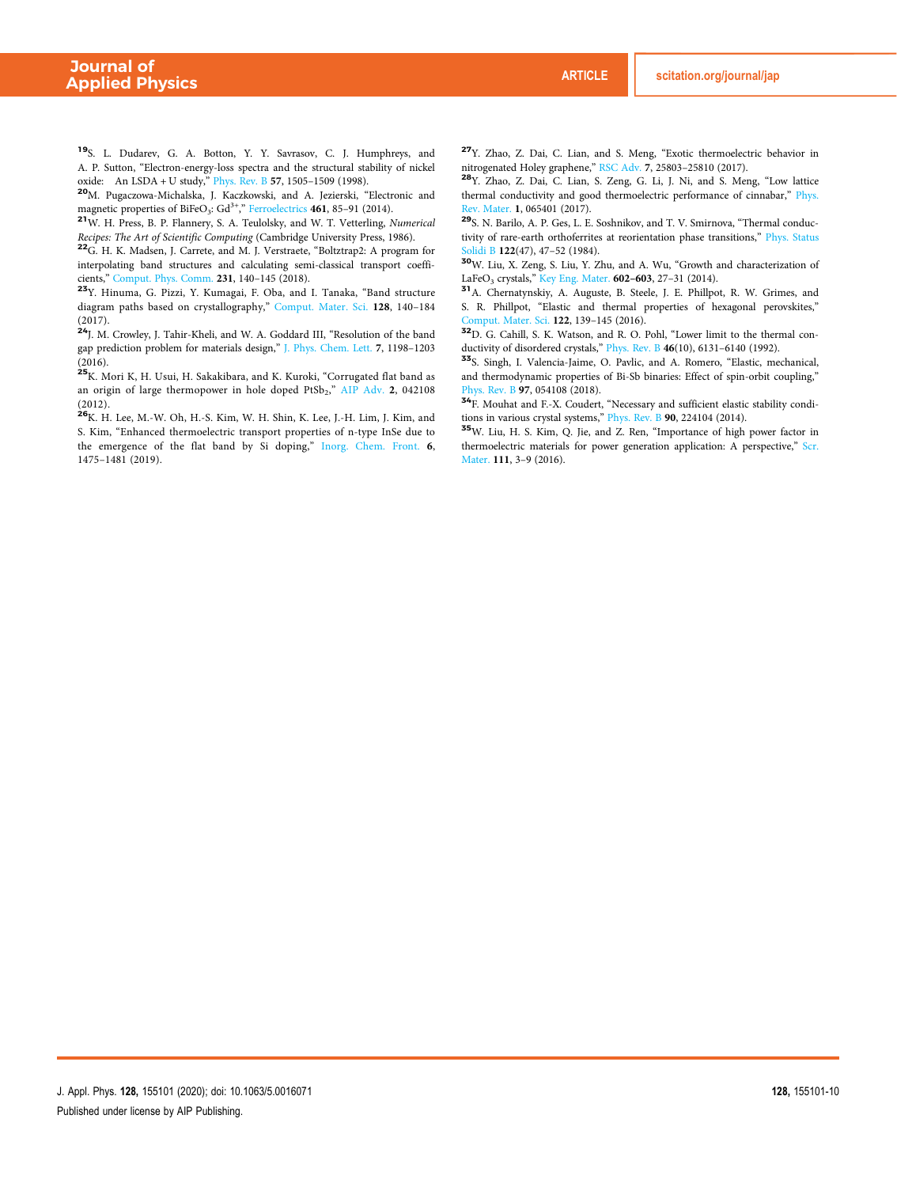[19] S. L. Dudarev, G. A. Botton, Y. Y. Savrasov, C. J. Humphreys, and A. P. Sutton, "Electron-energy-loss spectra and the structural stability of nickel oxide: An LSDA + U study," Phys. Rev. B **57**, 1505–1509 (1998).

[20] M. Pugaczowa-Michalska, J. Kaczkowski, and A. Jezierski, "Electronic and magnetic properties of $BiFeO_3$: $Gd^{3+}$," Ferroelectrics **461**, 85–91 (2014).

[21] W. H. Press, B. P. Flannery, S. A. Teulolsky, and W. T. Vetterling, *Numerical Recipes: The Art of Scientific Computing* (Cambridge University Press, 1986).

[22] G. H. K. Madsen, J. Carrete, and M. J. Verstraete, "Boltztrap2: A program for interpolating band structures and calculating semi-classical transport coefficients," Comput. Phys. Comm. **231**, 140–145 (2018).

[23] Y. Hinuma, G. Pizzi, Y. Kumagai, F. Oba, and I. Tanaka, "Band structure diagram paths based on crystallography," Comput. Mater. Sci. **128**, 140–184 (2017).

[24] J. M. Crowley, J. Tahir-Kheli, and W. A. Goddard III, "Resolution of the band gap prediction problem for materials design," J. Phys. Chem. Lett. **7**, 1198–1203 (2016).

[25] K. Mori K, H. Usui, H. Sakakibara, and K. Kuroki, "Corrugated flat band as an origin of large thermopower in hole doped $PtSb_2$," AIP Adv. **2**, 042108 (2012).

[26] K. H. Lee, M.-W. Oh, H.-S. Kim, W. H. Shin, K. Lee, J.-H. Lim, J. Kim, and S. Kim, "Enhanced thermoelectric transport properties of n-type InSe due to the emergence of the flat band by Si doping," Inorg. Chem. Front. **6**, 1475–1481 (2019).

[27] Y. Zhao, Z. Dai, C. Lian, and S. Meng, "Exotic thermoelectric behavior in nitrogenated Holey graphene," RSC Adv. **7**, 25803–25810 (2017).

[28] Y. Zhao, Z. Dai, C. Lian, S. Zeng, G. Li, J. Ni, and S. Meng, "Low lattice thermal conductivity and good thermoelectric performance of cinnabar," Phys. Rev. Mater. **1**, 065401 (2017).

[29] S. N. Barilo, A. P. Ges, L. E. Soshnikov, and T. V. Smirnova, "Thermal conductivity of rare-earth orthoferrites at reorientation phase transitions," Phys. Status Solidi B **122**(47), 47–52 (1984).

[30] W. Liu, X. Zeng, S. Liu, Y. Zhu, and A. Wu, "Growth and characterization of $LaFeO_3$ crystals," Key Eng. Mater. **602–603**, 27–31 (2014).

[31] A. Chernatynskiy, A. Auguste, B. Steele, J. E. Phillpot, R. W. Grimes, and S. R. Phillpot, "Elastic and thermal properties of hexagonal perovskites," Comput. Mater. Sci. **122**, 139–145 (2016).

[32] D. G. Cahill, S. K. Watson, and R. O. Pohl, "Lower limit to the thermal conductivity of disordered crystals," Phys. Rev. B **46**(10), 6131–6140 (1992).

[33] S. Singh, I. Valencia-Jaime, O. Pavlic, and A. Romero, "Elastic, mechanical, and thermodynamic properties of Bi-Sb binaries: Effect of spin-orbit coupling," Phys. Rev. B **97**, 054108 (2018).

[34] F. Mouhat and F.-X. Coudert, "Necessary and sufficient elastic stability conditions in various crystal systems," Phys. Rev. B **90**, 224104 (2014).

[35] W. Liu, H. S. Kim, Q. Jie, and Z. Ren, "Importance of high power factor in thermoelectric materials for power generation application: A perspective," Scr. Mater. **111**, 3–9 (2016).